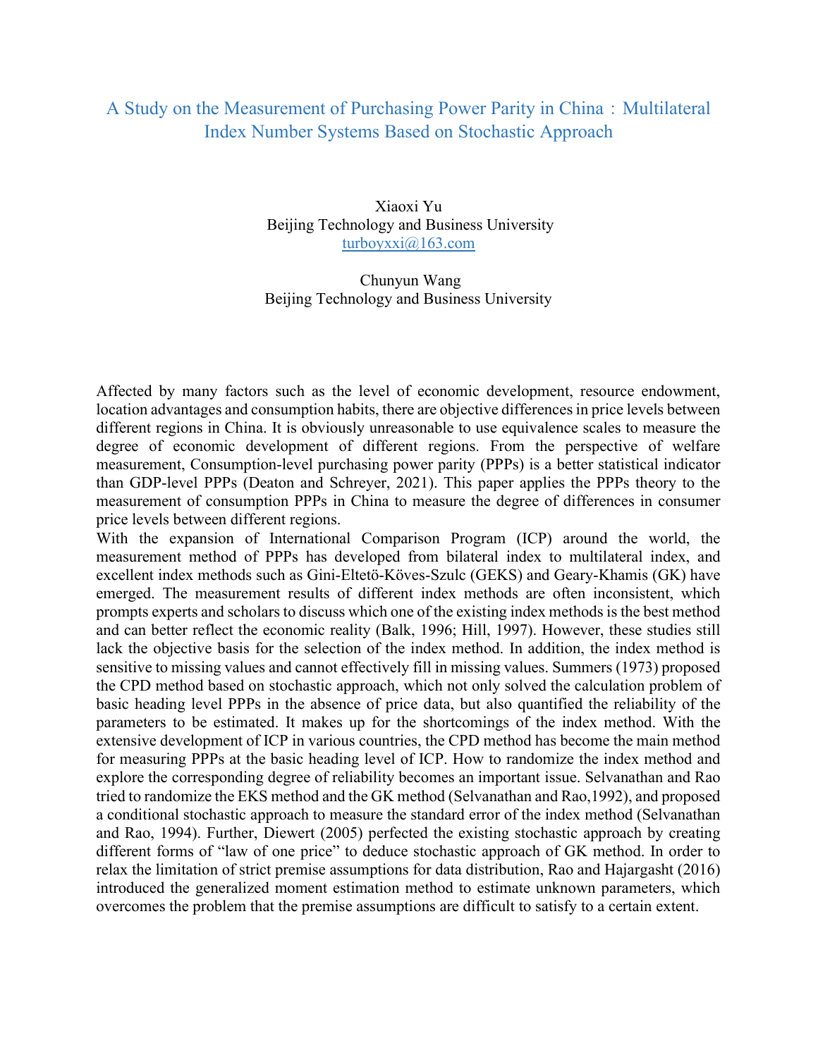# A Study on the Measurement of Purchasing Power Parity in China：Multilateral Index Number Systems Based on Stochastic Approach

Xiaoxi Yu
Beijing Technology and Business University
turboyxxi@163.com

Chunyun Wang
Beijing Technology and Business University

Affected by many factors such as the level of economic development, resource endowment, location advantages and consumption habits, there are objective differences in price levels between different regions in China. It is obviously unreasonable to use equivalence scales to measure the degree of economic development of different regions. From the perspective of welfare measurement, Consumption-level purchasing power parity (PPPs) is a better statistical indicator than GDP-level PPPs (Deaton and Schreyer, 2021). This paper applies the PPPs theory to the measurement of consumption PPPs in China to measure the degree of differences in consumer price levels between different regions.

With the expansion of International Comparison Program (ICP) around the world, the measurement method of PPPs has developed from bilateral index to multilateral index, and excellent index methods such as Gini-Eltetö-Köves-Szulc (GEKS) and Geary-Khamis (GK) have emerged. The measurement results of different index methods are often inconsistent, which prompts experts and scholars to discuss which one of the existing index methods is the best method and can better reflect the economic reality (Balk, 1996; Hill, 1997). However, these studies still lack the objective basis for the selection of the index method. In addition, the index method is sensitive to missing values and cannot effectively fill in missing values. Summers (1973) proposed the CPD method based on stochastic approach, which not only solved the calculation problem of basic heading level PPPs in the absence of price data, but also quantified the reliability of the parameters to be estimated. It makes up for the shortcomings of the index method. With the extensive development of ICP in various countries, the CPD method has become the main method for measuring PPPs at the basic heading level of ICP. How to randomize the index method and explore the corresponding degree of reliability becomes an important issue. Selvanathan and Rao tried to randomize the EKS method and the GK method (Selvanathan and Rao,1992), and proposed a conditional stochastic approach to measure the standard error of the index method (Selvanathan and Rao, 1994). Further, Diewert (2005) perfected the existing stochastic approach by creating different forms of "law of one price" to deduce stochastic approach of GK method. In order to relax the limitation of strict premise assumptions for data distribution, Rao and Hajargasht (2016) introduced the generalized moment estimation method to estimate unknown parameters, which overcomes the problem that the premise assumptions are difficult to satisfy to a certain extent.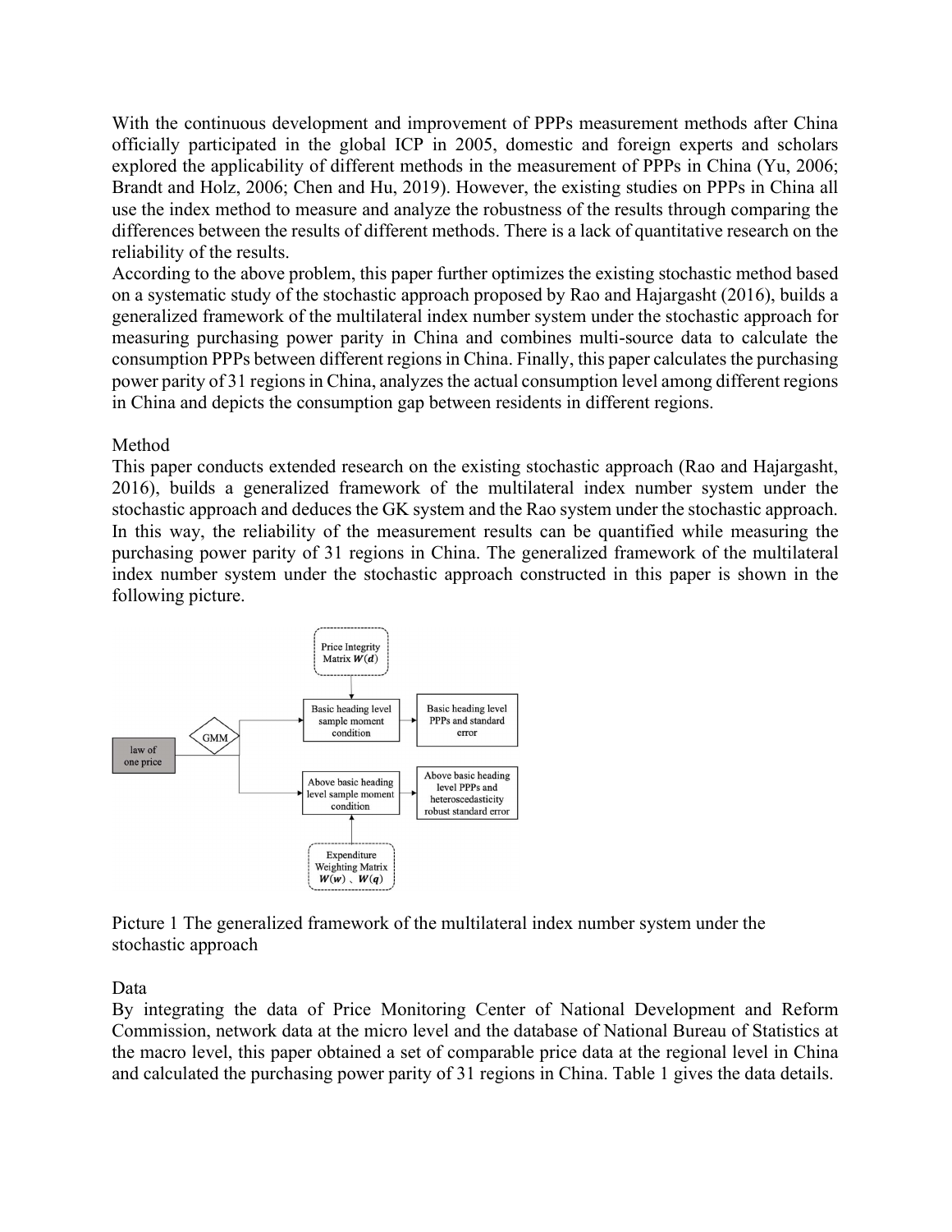With the continuous development and improvement of PPPs measurement methods after China officially participated in the global ICP in 2005, domestic and foreign experts and scholars explored the applicability of different methods in the measurement of PPPs in China (Yu, 2006; Brandt and Holz, 2006; Chen and Hu, 2019). However, the existing studies on PPPs in China all use the index method to measure and analyze the robustness of the results through comparing the differences between the results of different methods. There is a lack of quantitative research on the reliability of the results.

According to the above problem, this paper further optimizes the existing stochastic method based on a systematic study of the stochastic approach proposed by Rao and Hajargasht (2016), builds a generalized framework of the multilateral index number system under the stochastic approach for measuring purchasing power parity in China and combines multi-source data to calculate the consumption PPPs between different regions in China. Finally, this paper calculates the purchasing power parity of 31 regions in China, analyzes the actual consumption level among different regions in China and depicts the consumption gap between residents in different regions.

## Method

This paper conducts extended research on the existing stochastic approach (Rao and Hajargasht, 2016), builds a generalized framework of the multilateral index number system under the stochastic approach and deduces the GK system and the Rao system under the stochastic approach. In this way, the reliability of the measurement results can be quantified while measuring the purchasing power parity of 31 regions in China. The generalized framework of the multilateral index number system under the stochastic approach constructed in this paper is shown in the following picture.

law of one price → GMM → Basic heading level sample moment condition (Price Integrity Matrix $\boldsymbol{W}(\boldsymbol{d})$) → Basic heading level PPPs and standard error

law of one price → GMM → Above basic heading level sample moment condition (Expenditure Weighting Matrix $\boldsymbol{W}(\boldsymbol{w})$ 、$\boldsymbol{W}(\boldsymbol{q})$) → Above basic heading level PPPs and heteroscedasticity robust standard error

Picture 1 The generalized framework of the multilateral index number system under the stochastic approach

## Data

By integrating the data of Price Monitoring Center of National Development and Reform Commission, network data at the micro level and the database of National Bureau of Statistics at the macro level, this paper obtained a set of comparable price data at the regional level in China and calculated the purchasing power parity of 31 regions in China. Table 1 gives the data details.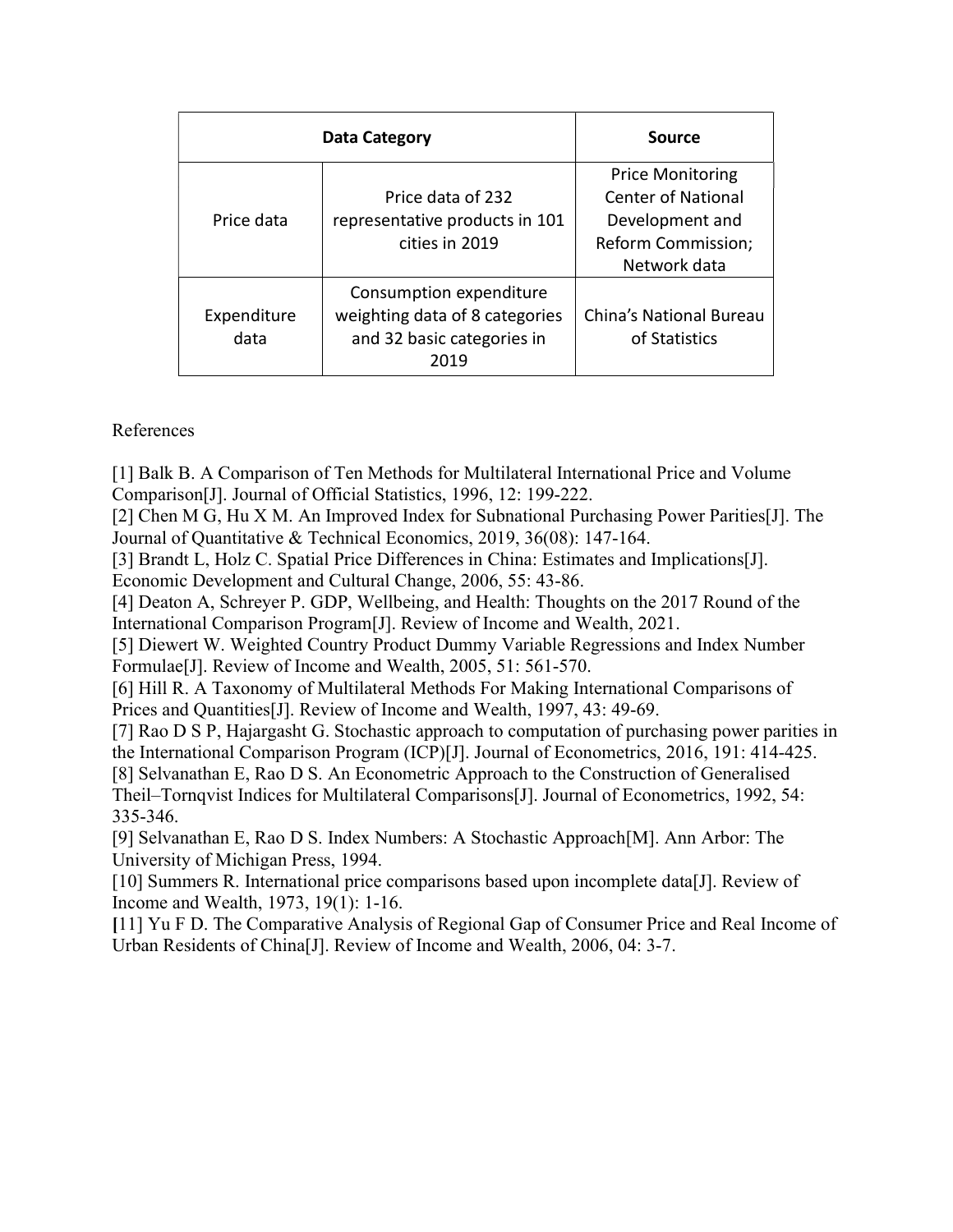| Data Category | | Source |
|---|---|---|
| Price data | Price data of 232 representative products in 101 cities in 2019 | Price Monitoring Center of National Development and Reform Commission; Network data |
| Expenditure data | Consumption expenditure weighting data of 8 categories and 32 basic categories in 2019 | China's National Bureau of Statistics |

References

[1] Balk B. A Comparison of Ten Methods for Multilateral International Price and Volume Comparison[J]. Journal of Official Statistics, 1996, 12: 199-222.
[2] Chen M G, Hu X M. An Improved Index for Subnational Purchasing Power Parities[J]. The Journal of Quantitative & Technical Economics, 2019, 36(08): 147-164.
[3] Brandt L, Holz C. Spatial Price Differences in China: Estimates and Implications[J]. Economic Development and Cultural Change, 2006, 55: 43-86.
[4] Deaton A, Schreyer P. GDP, Wellbeing, and Health: Thoughts on the 2017 Round of the International Comparison Program[J]. Review of Income and Wealth, 2021.
[5] Diewert W. Weighted Country Product Dummy Variable Regressions and Index Number Formulae[J]. Review of Income and Wealth, 2005, 51: 561-570.
[6] Hill R. A Taxonomy of Multilateral Methods For Making International Comparisons of Prices and Quantities[J]. Review of Income and Wealth, 1997, 43: 49-69.
[7] Rao D S P, Hajargasht G. Stochastic approach to computation of purchasing power parities in the International Comparison Program (ICP)[J]. Journal of Econometrics, 2016, 191: 414-425.
[8] Selvanathan E, Rao D S. An Econometric Approach to the Construction of Generalised Theil–Tornqvist Indices for Multilateral Comparisons[J]. Journal of Econometrics, 1992, 54: 335-346.
[9] Selvanathan E, Rao D S. Index Numbers: A Stochastic Approach[M]. Ann Arbor: The University of Michigan Press, 1994.
[10] Summers R. International price comparisons based upon incomplete data[J]. Review of Income and Wealth, 1973, 19(1): 1-16.
[11] Yu F D. The Comparative Analysis of Regional Gap of Consumer Price and Real Income of Urban Residents of China[J]. Review of Income and Wealth, 2006, 04: 3-7.